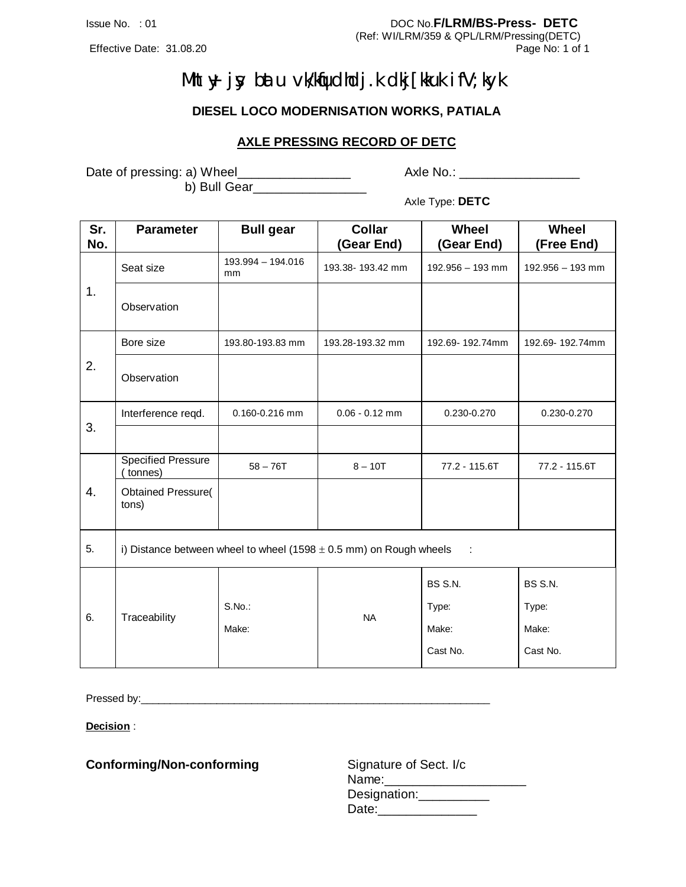Issue No. : 01

DOC No.**F/LRM/BS-Press- DETC**

(Ref: WI/LRM/359 & QPL/LRM/Pressing(DETC)

Effective Date: 31.08.20

Page No: 1 of 1

# Mhty ykjs bUtu vk/kqfudhdj.k dkj[kkuk ifV;kyk

## DIESEL LOCO MODERNISATION WORKS, PATIALA

### AXLE PRESSING RECORD OF DETC

Date of pressing: a) Wheel________________ Axle No.: _________________

b) Bull Gear________________

Axle Type: **DETC**

| Sr. No. | Parameter | Bull gear | Collar (Gear End) | Wheel (Gear End) | Wheel (Free End) |
|---|---|---|---|---|---|
| 1. | Seat size | 193.994 – 194.016 mm | 193.38- 193.42 mm | 192.956 – 193 mm | 192.956 – 193 mm |
| | Observation | | | | |
| 2. | Bore size | 193.80-193.83 mm | 193.28-193.32 mm | 192.69- 192.74mm | 192.69- 192.74mm |
| | Observation | | | | |
| 3. | Interference reqd. | 0.160-0.216 mm | 0.06 - 0.12 mm | 0.230-0.270 | 0.230-0.270 |
| | | | | | |
| 4. | Specified Pressure ( tonnes) | 58 – 76T | 8 – 10T | 77.2 - 115.6T | 77.2 - 115.6T |
| | Obtained Pressure( tons) | | | | |
| 5. | i) Distance between wheel to wheel (1598 ± 0.5 mm) on Rough wheels : | | | | |
| 6. | Traceability | S.No.: Make: | NA | BS S.N. Type: Make: Cast No. | BS S.N. Type: Make: Cast No. |

Pressed by:_____________________________________________________________

**Decision** :

**Conforming/Non-conforming**

Signature of Sect. I/c

Name:____________________

Designation:__________

Date:______________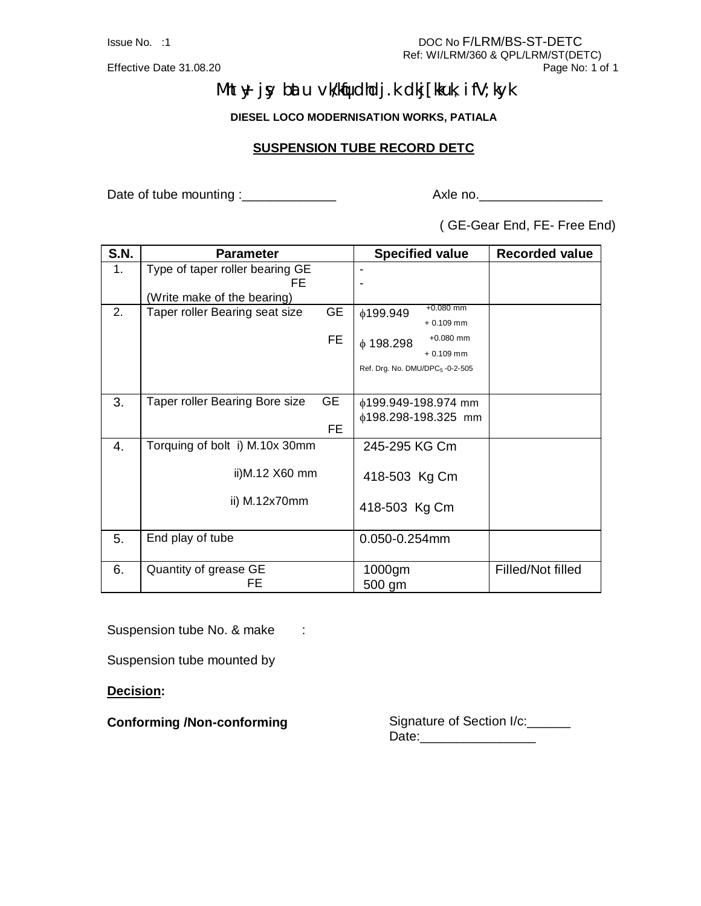Issue No. :1 DOC No F/LRM/BS-ST-DETC

Ref: WI/LRM/360 & QPL/LRM/ST(DETC)

Effective Date 31.08.20

Mht y- jsy batu vk/kqfudhdj.k dk;ZkkUk, i fV;kyk

**DIESEL LOCO MODERNISATION WORKS, PATIALA**

## SUSPENSION TUBE RECORD DETC

Date of tube mounting :_____________ Axle no._________________

( GE-Gear End, FE- Free End)

| S.N. | Parameter | Specified value | Recorded value |
|---|---|---|---|
| 1. | Type of taper roller bearing GE<br>FE<br>(Write make of the bearing) | -<br>- | |
| 2. | Taper roller Bearing seat size GE<br><br>FE | $\phi$199.949 $^{+0.080\ mm}_{+\ 0.109\ mm}$<br>$\phi$ 198.298 $^{+0.080\ mm}_{+\ 0.109\ mm}$<br>Ref. Drg. No. DMU/DPC$_5$ -0-2-505 | |
| 3. | Taper roller Bearing Bore size GE<br><br>FE | $\phi$199.949-198.974 mm<br>$\phi$198.298-198.325 mm | |
| 4. | Torquing of bolt i) M.10x 30mm<br>ii)M.12 X60 mm<br>ii) M.12x70mm | 245-295 KG Cm<br>418-503 Kg Cm<br>418-503 Kg Cm | |
| 5. | End play of tube | 0.050-0.254mm | |
| 6. | Quantity of grease GE<br>FE | 1000gm<br>500 gm | Filled/Not filled |

Suspension tube No. & make :

Suspension tube mounted by

**Decision:**

**Conforming /Non-conforming**

Signature of Section I/c:______

Date:________________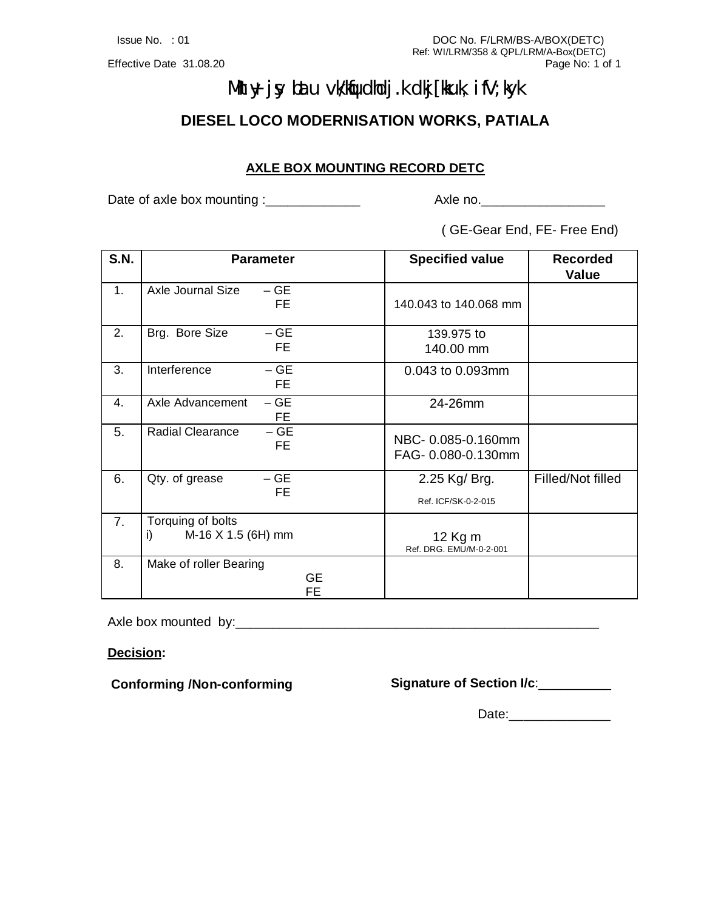Issue No. : 01 DOC No. F/LRM/BS-A/BOX(DETC)
Ref: WI/LRM/358 & QPL/LRM/A-Box(DETC)
Effective Date 31.08.20 Page No: 1 of 1

# Mhty ykjs bZau vk/kqfudhdj.k dkj[kkuk ifV;kyk

# DIESEL LOCO MODERNISATION WORKS, PATIALA

## AXLE BOX MOUNTING RECORD DETC

Date of axle box mounting :_____________ Axle no._________________

( GE-Gear End, FE- Free End)

| S.N. | Parameter | Specified value | Recorded Value |
|---|---|---|---|
| 1. | Axle Journal Size – GE<br>FE | 140.043 to 140.068 mm | |
| 2. | Brg. Bore Size – GE<br>FE | 139.975 to 140.00 mm | |
| 3. | Interference – GE<br>FE | 0.043 to 0.093mm | |
| 4. | Axle Advancement – GE<br>FE | 24-26mm | |
| 5. | Radial Clearance – GE<br>FE | NBC- 0.085-0.160mm<br>FAG- 0.080-0.130mm | |
| 6. | Qty. of grease – GE<br>FE | 2.25 Kg/ Brg.<br>Ref. ICF/SK-0-2-015 | Filled/Not filled |
| 7. | Torquing of bolts<br>i) M-16 X 1.5 (6H) mm | 12 Kg m<br>Ref. DRG. EMU/M-0-2-001 | |
| 8. | Make of roller Bearing<br>GE<br>FE | | |

Axle box mounted by:_____________________________________________________

**Decision:**

**Conforming /Non-conforming** **Signature of Section I/c**:__________

Date:______________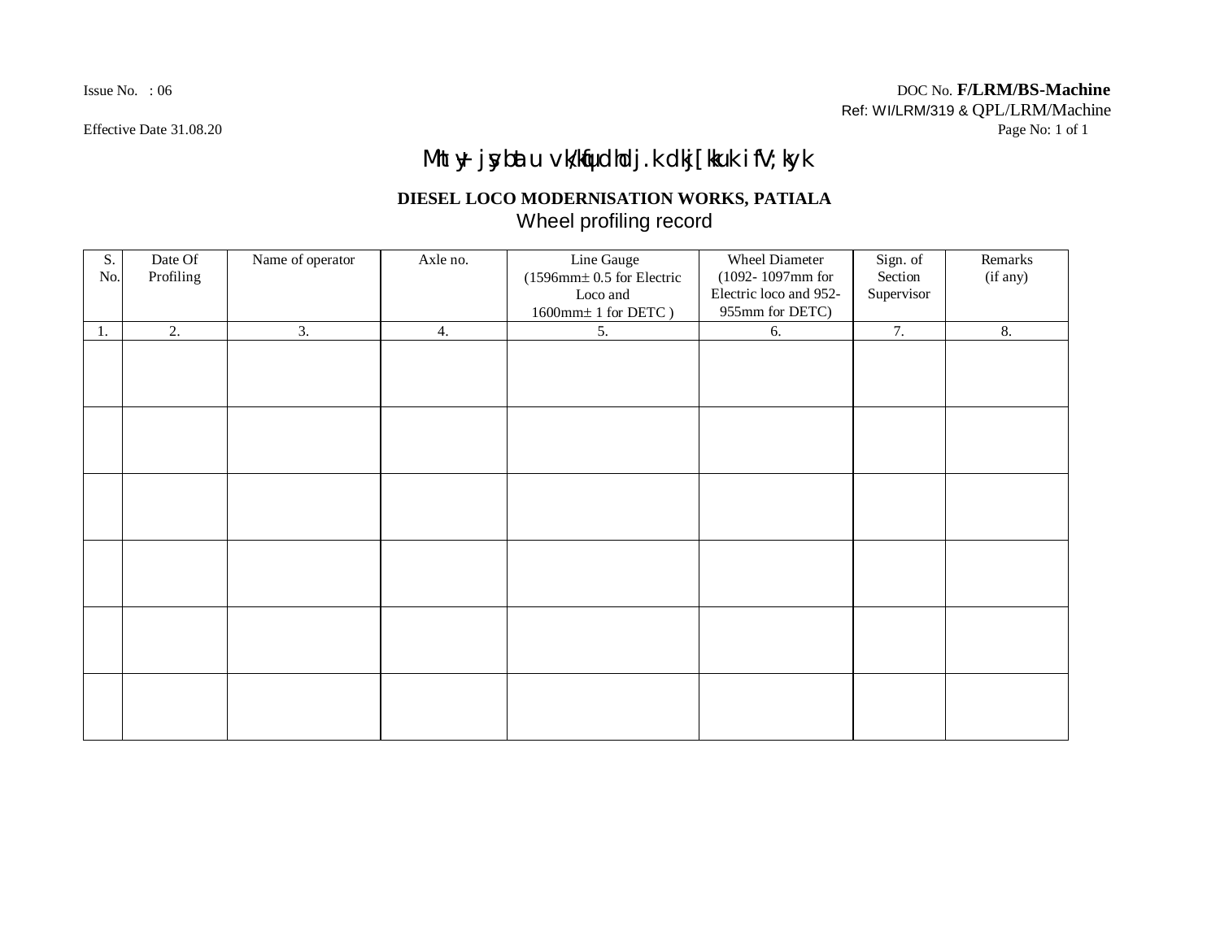Issue No. : 06

DOC No. **F/LRM/BS-Machine**

Ref: WI/LRM/319 & QPL/LRM/Machine

Effective Date 31.08.20

Mht y+ jsy bat u vk/kfud hdj.k dkj[kku k ifV;kyk

**DIESEL LOCO MODERNISATION WORKS, PATIALA**

Wheel profiling record

| S. No. | Date Of Profiling | Name of operator | Axle no. | Line Gauge (1596mm± 0.5 for Electric Loco and 1600mm± 1 for DETC ) | Wheel Diameter (1092- 1097mm for Electric loco and 952-955mm for DETC) | Sign. of Section Supervisor | Remarks (if any) |
|---|---|---|---|---|---|---|---|
| 1. | 2. | 3. | 4. | 5. | 6. | 7. | 8. |
| | | | | | | | |
| | | | | | | | |
| | | | | | | | |
| | | | | | | | |
| | | | | | | | |
| | | | | | | | |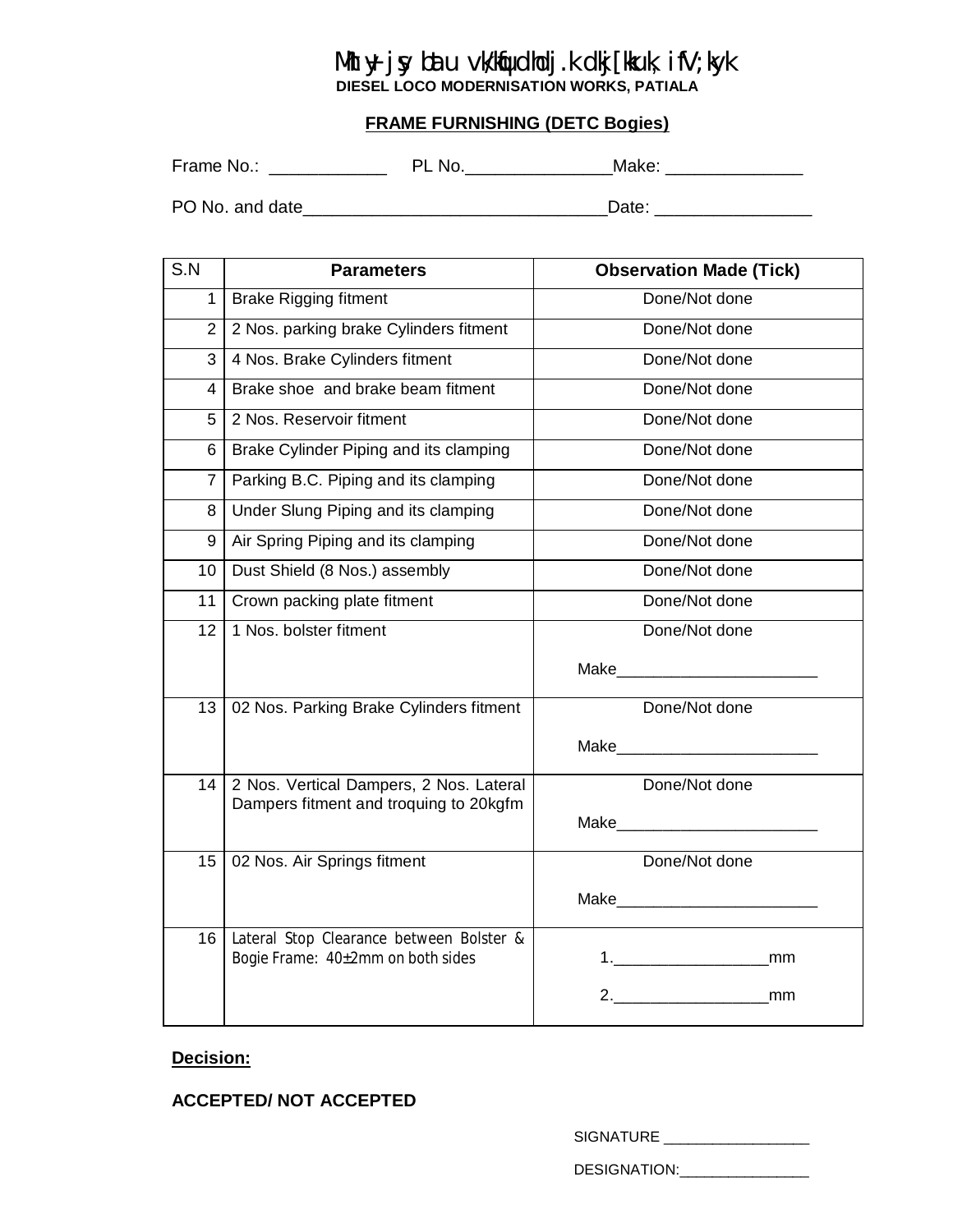# Mhty+ jsy batu vk/kqfudhdj.k dkj[kkuk, ifV;kyk

**DIESEL LOCO MODERNISATION WORKS, PATIALA**

## FRAME FURNISHING (DETC Bogies)

Frame No.: ____________ PL No._______________Make: ______________

PO No. and date_______________________________Date: ________________

| S.N | Parameters | Observation Made (Tick) |
|---|---|---|
| 1 | Brake Rigging fitment | Done/Not done |
| 2 | 2 Nos. parking brake Cylinders fitment | Done/Not done |
| 3 | 4 Nos. Brake Cylinders fitment | Done/Not done |
| 4 | Brake shoe and brake beam fitment | Done/Not done |
| 5 | 2 Nos. Reservoir fitment | Done/Not done |
| 6 | Brake Cylinder Piping and its clamping | Done/Not done |
| 7 | Parking B.C. Piping and its clamping | Done/Not done |
| 8 | Under Slung Piping and its clamping | Done/Not done |
| 9 | Air Spring Piping and its clamping | Done/Not done |
| 10 | Dust Shield (8 Nos.) assembly | Done/Not done |
| 11 | Crown packing plate fitment | Done/Not done |
| 12 | 1 Nos. bolster fitment | Done/Not done<br>Make_______________________ |
| 13 | 02 Nos. Parking Brake Cylinders fitment | Done/Not done<br>Make_______________________ |
| 14 | 2 Nos. Vertical Dampers, 2 Nos. Lateral Dampers fitment and troquing to 20kgfm | Done/Not done<br>Make_______________________ |
| 15 | 02 Nos. Air Springs fitment | Done/Not done<br>Make_______________________ |
| 16 | Lateral Stop Clearance between Bolster & Bogie Frame: 40±2mm on both sides | 1.__________________mm<br>2.__________________mm |

**Decision:**

**ACCEPTED/ NOT ACCEPTED**

SIGNATURE __________________

DESIGNATION:________________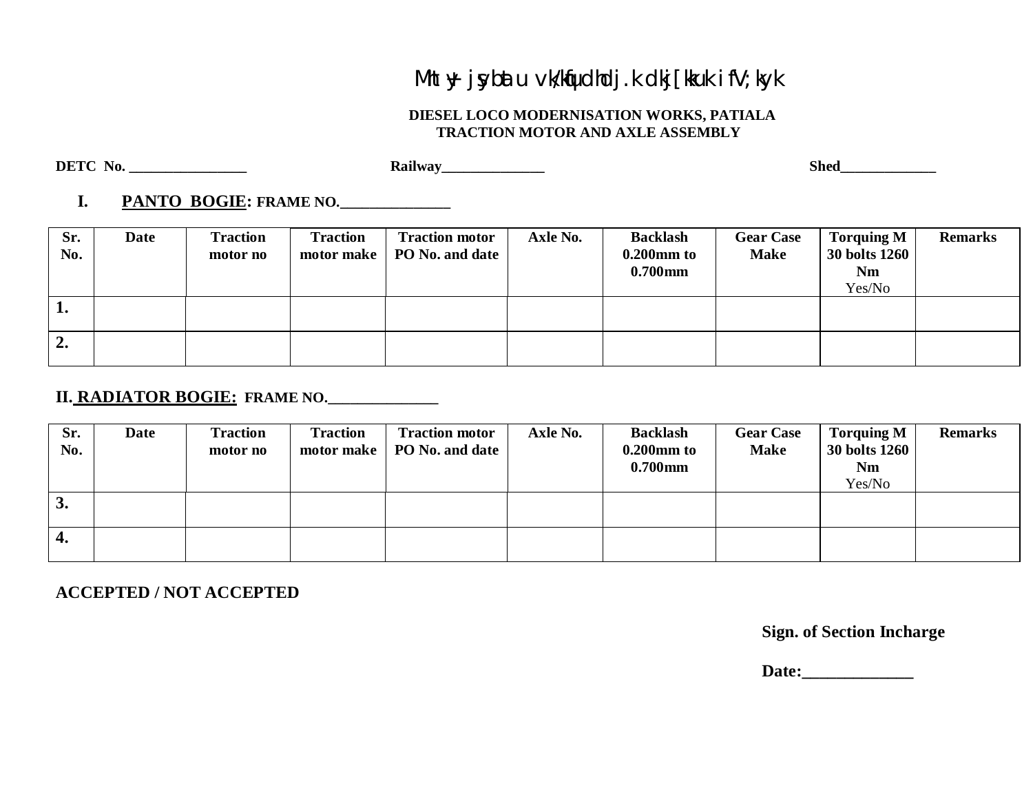Mht y- jsy batu vk/kqfudhdj.k dkj[kkuk ifV;kyk

**DIESEL LOCO MODERNISATION WORKS, PATIALA**
**TRACTION MOTOR AND AXLE ASSEMBLY**

**DETC No. ________________** **Railway______________** **Shed_____________**

## I. PANTO BOGIE: FRAME NO._______________

| Sr. No. | Date | Traction motor no | Traction motor make | Traction motor PO No. and date | Axle No. | Backlash 0.200mm to 0.700mm | Gear Case Make | Torquing M 30 bolts 1260 Nm Yes/No | Remarks |
|---|---|---|---|---|---|---|---|---|---|
| 1. | | | | | | | | | |
| 2. | | | | | | | | | |

## II. RADIATOR BOGIE: FRAME NO._______________

| Sr. No. | Date | Traction motor no | Traction motor make | Traction motor PO No. and date | Axle No. | Backlash 0.200mm to 0.700mm | Gear Case Make | Torquing M 30 bolts 1260 Nm Yes/No | Remarks |
|---|---|---|---|---|---|---|---|---|---|
| 3. | | | | | | | | | |
| 4. | | | | | | | | | |

**ACCEPTED / NOT ACCEPTED**

**Sign. of Section Incharge**

**Date:_____________**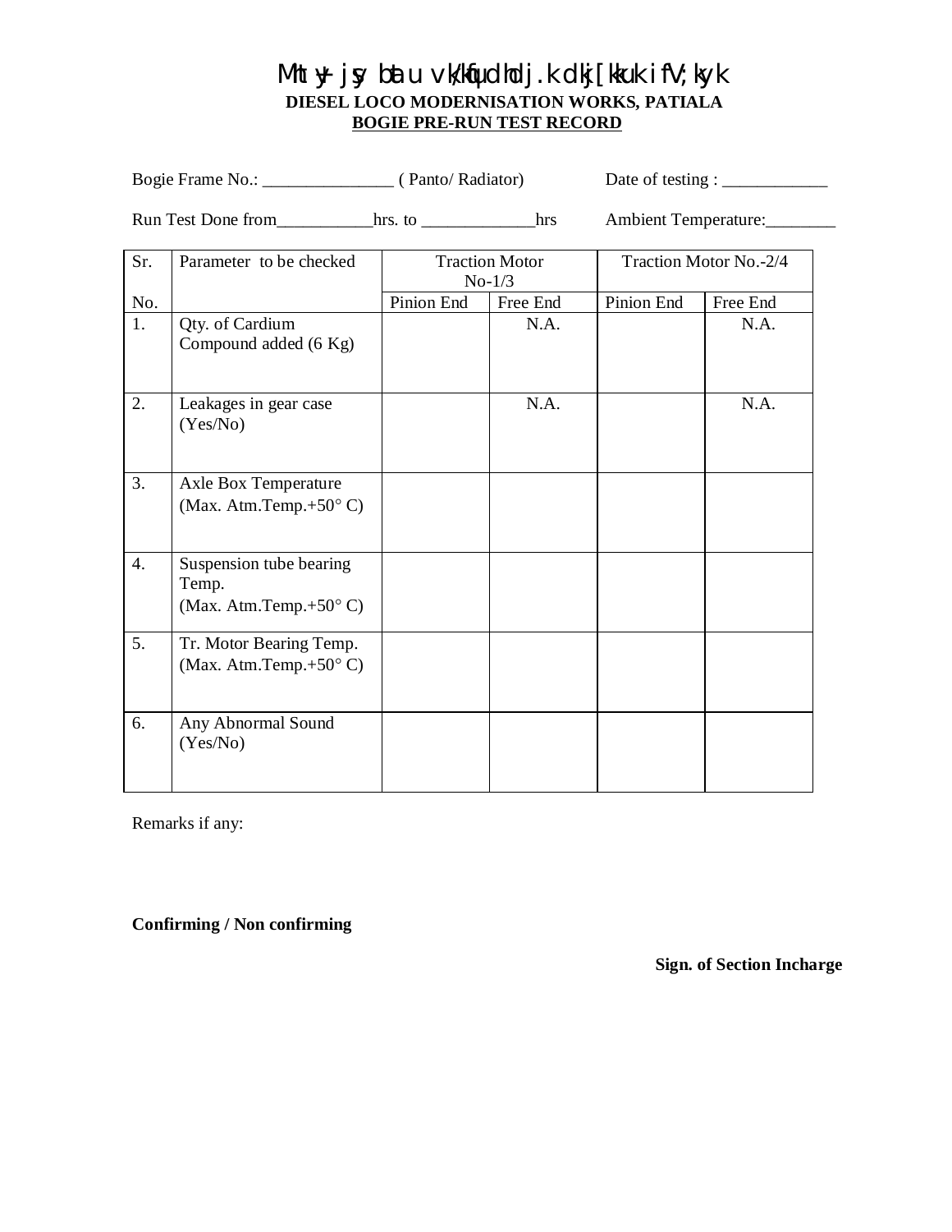# Mht y- jsy bdau vk/kqfudhdj.k dkj[kkuk ifV;kyk

**DIESEL LOCO MODERNISATION WORKS, PATIALA**

**BOGIE PRE-RUN TEST RECORD**

Bogie Frame No.: _______________ ( Panto/ Radiator) Date of testing : ____________

Run Test Done from___________hrs. to _____________hrs Ambient Temperature:________

| Sr. No. | Parameter to be checked | Traction Motor No-1/3 | | Traction Motor No.-2/4 | |
|---|---|---|---|---|---|
| | | Pinion End | Free End | Pinion End | Free End |
| 1. | Qty. of Cardium Compound added (6 Kg) | | N.A. | | N.A. |
| 2. | Leakages in gear case (Yes/No) | | N.A. | | N.A. |
| 3. | Axle Box Temperature (Max. Atm.Temp.+50° C) | | | | |
| 4. | Suspension tube bearing Temp. (Max. Atm.Temp.+50° C) | | | | |
| 5. | Tr. Motor Bearing Temp. (Max. Atm.Temp.+50° C) | | | | |
| 6. | Any Abnormal Sound (Yes/No) | | | | |

Remarks if any:

**Confirming / Non confirming**

**Sign. of Section Incharge**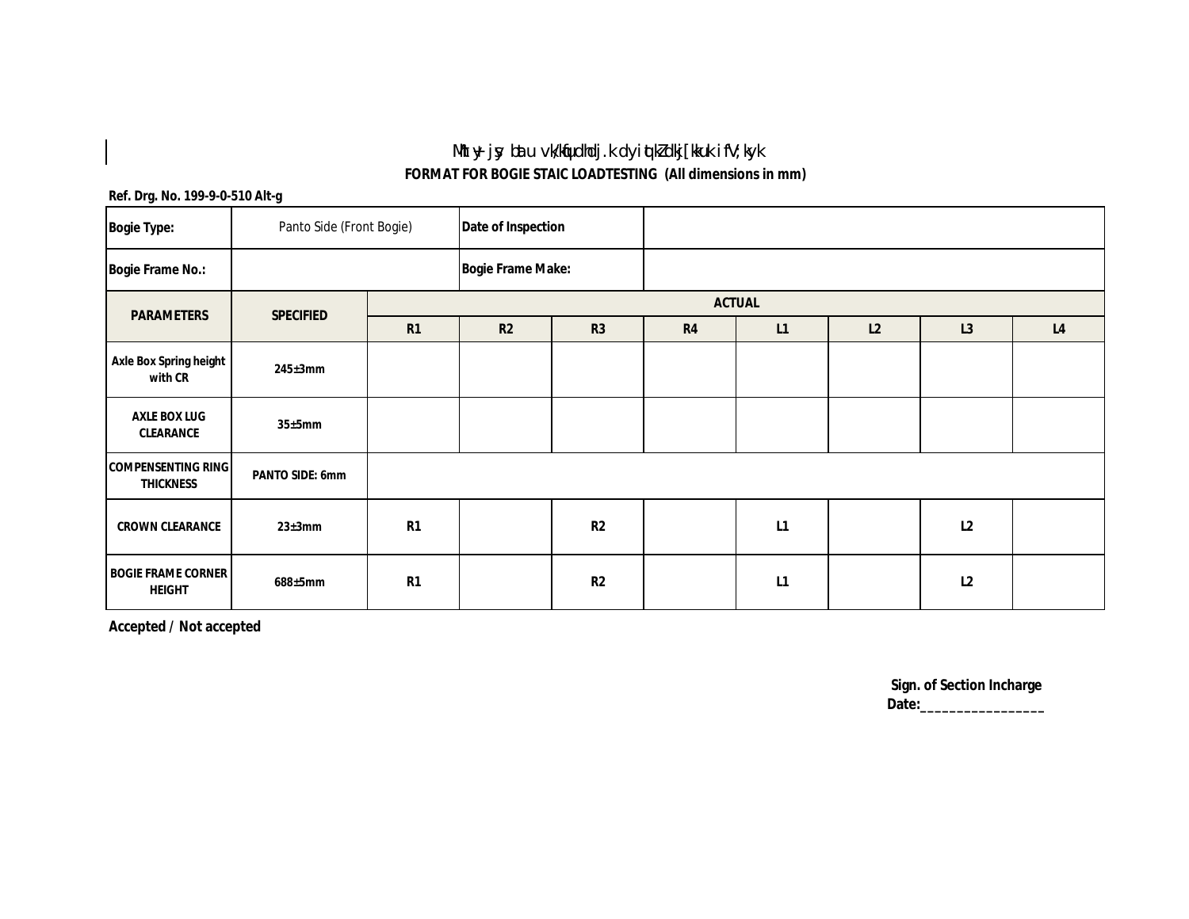Mªtªy+ jsy bUau vkjfMªu dj.kdyiq[kZdj[kuk ifV;kyk

**FORMAT FOR BOGIE STAIC LOADTESTING (All dimensions in mm)**

**Ref. Drg. No. 199-9-0-510 Alt-g**

| **Bogie Type:** | Panto Side (Front Bogie) | | **Date of Inspection** | | | | | |
|---|---|---|---|---|---|---|---|---|
| **Bogie Frame No.:** | | | **Bogie Frame Make:** | | | | | |
| **PARAMETERS** | **SPECIFIED** | **ACTUAL** | | | | | | |
| | | **R1** | **R2** | **R3** | **R4** | **L1** | **L2** | **L3** | **L4** |
| **Axle Box Spring height with CR** | **245±3mm** | | | | | | | | |
| **AXLE BOX LUG CLEARANCE** | **35±5mm** | | | | | | | | |
| **COMPENSENTING RING THICKNESS** | **PANTO SIDE: 6mm** | | | | | | | | |
| **CROWN CLEARANCE** | **23±3mm** | **R1** | | **R2** | | **L1** | | **L2** | |
| **BOGIE FRAME CORNER HEIGHT** | **688±5mm** | **R1** | | **R2** | | **L1** | | **L2** | |

**Accepted / Not accepted**

**Sign. of Section Incharge**

**Date:\_\_\_\_\_\_\_\_\_\_\_\_\_\_\_\_\_**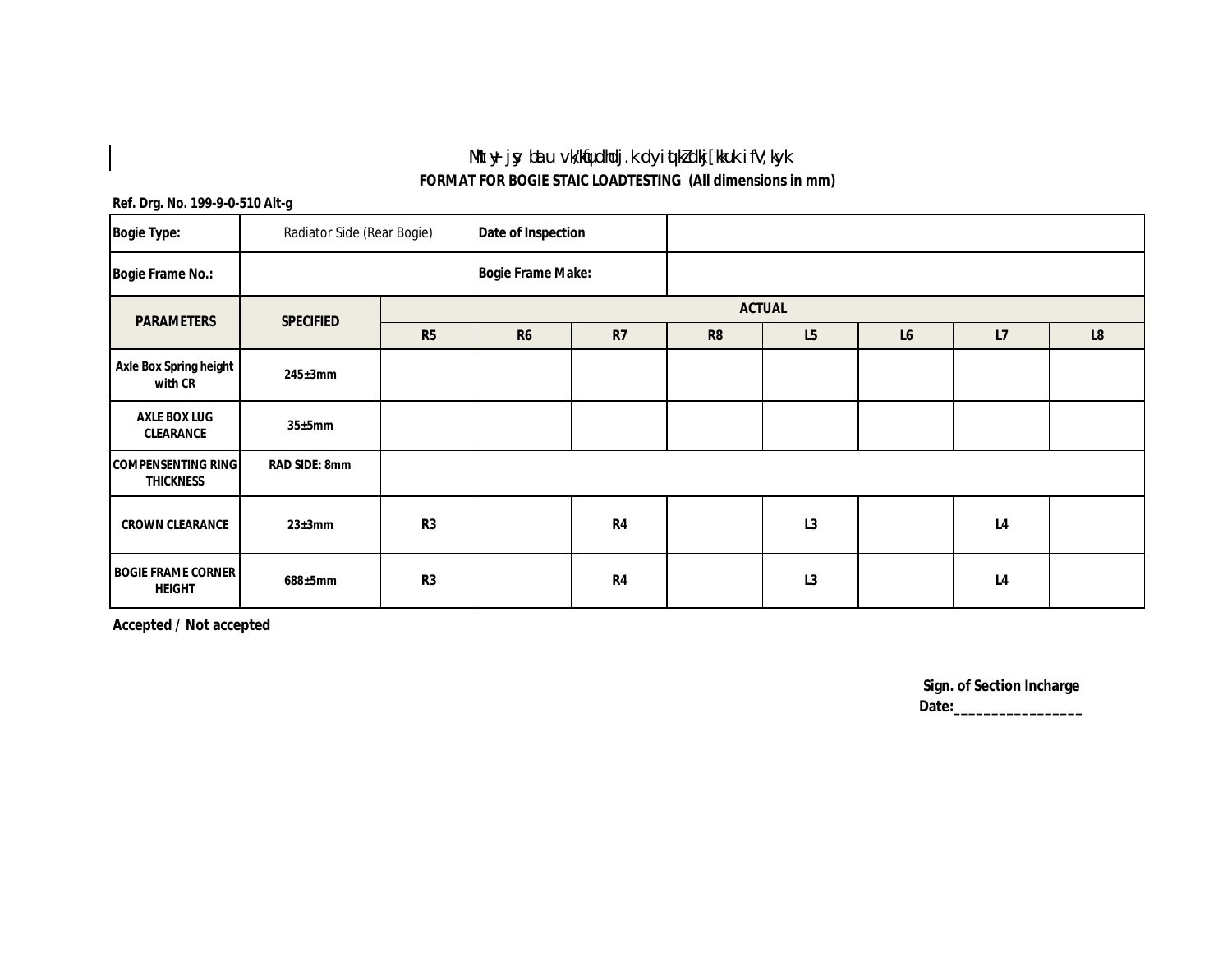Mhty jsy batu vkfJr cksxh LFkSfrd yksM ijh{k.k gsrq QkesZV

**FORMAT FOR BOGIE STAIC LOADTESTING (All dimensions in mm)**

**Ref. Drg. No. 199-9-0-510 Alt-g**

| **Bogie Type:** | Radiator Side (Rear Bogie) | | **Date of Inspection** | | | | | |
|---|---|---|---|---|---|---|---|---|
| **Bogie Frame No.:** | | | **Bogie Frame Make:** | | | | | |
| **PARAMETERS** | **SPECIFIED** | **ACTUAL** | | | | | | |
| | | **R5** | **R6** | **R7** | **R8** | **L5** | **L6** | **L7** | **L8** |
| **Axle Box Spring height with CR** | **245±3mm** | | | | | | | | |
| **AXLE BOX LUG CLEARANCE** | **35±5mm** | | | | | | | | |
| **COMPENSENTING RING THICKNESS** | **RAD SIDE: 8mm** | | | | | | | | |
| **CROWN CLEARANCE** | **23±3mm** | **R3** | | **R4** | | **L3** | | **L4** | |
| **BOGIE FRAME CORNER HEIGHT** | **688±5mm** | **R3** | | **R4** | | **L3** | | **L4** | |

**Accepted / Not accepted**

**Sign. of Section Incharge**

**Date:_________________**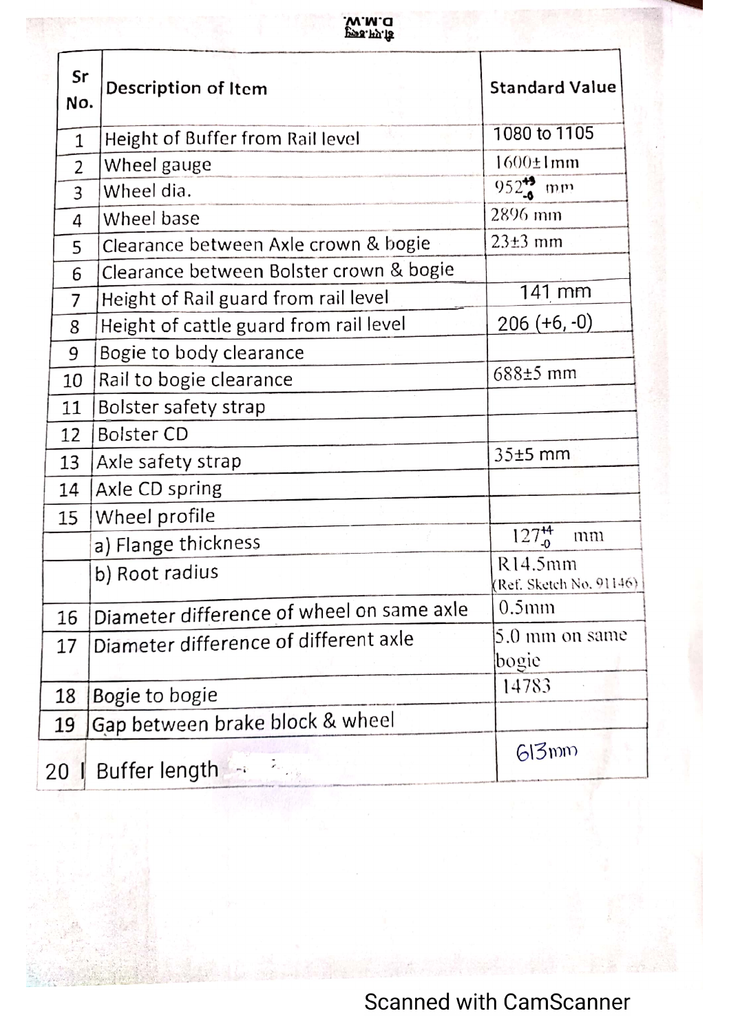D.M.W

| Sr No. | Description of Item | Standard Value |
| --- | --- | --- |
| 1 | Height of Buffer from Rail level | 1080 to 1105 |
| 2 | Wheel gauge | 1600±1mm |
| 3 | Wheel dia. | $952^{+9}_{-0}$ mm |
| 4 | Wheel base | 2896 mm |
| 5 | Clearance between Axle crown & bogie | 23±3 mm |
| 6 | Clearance between Bolster crown & bogie | |
| 7 | Height of Rail guard from rail level | 141 mm |
| 8 | Height of cattle guard from rail level | 206 (+6, -0) |
| 9 | Bogie to body clearance | |
| 10 | Rail to bogie clearance | 688±5 mm |
| 11 | Bolster safety strap | |
| 12 | Bolster CD | |
| 13 | Axle safety strap | 35±5 mm |
| 14 | Axle CD spring | |
| 15 | Wheel profile | |
| | a) Flange thickness | $127^{+4}_{-0}$ mm |
| | b) Root radius | R14.5mm (Ref. Sketch No. 91146) |
| 16 | Diameter difference of wheel on same axle | 0.5mm |
| 17 | Diameter difference of different axle | 5.0 mm on same bogie |
| 18 | Bogie to bogie | 14783 |
| 19 | Gap between brake block & wheel | |
| 20 | Buffer length | 613mm |